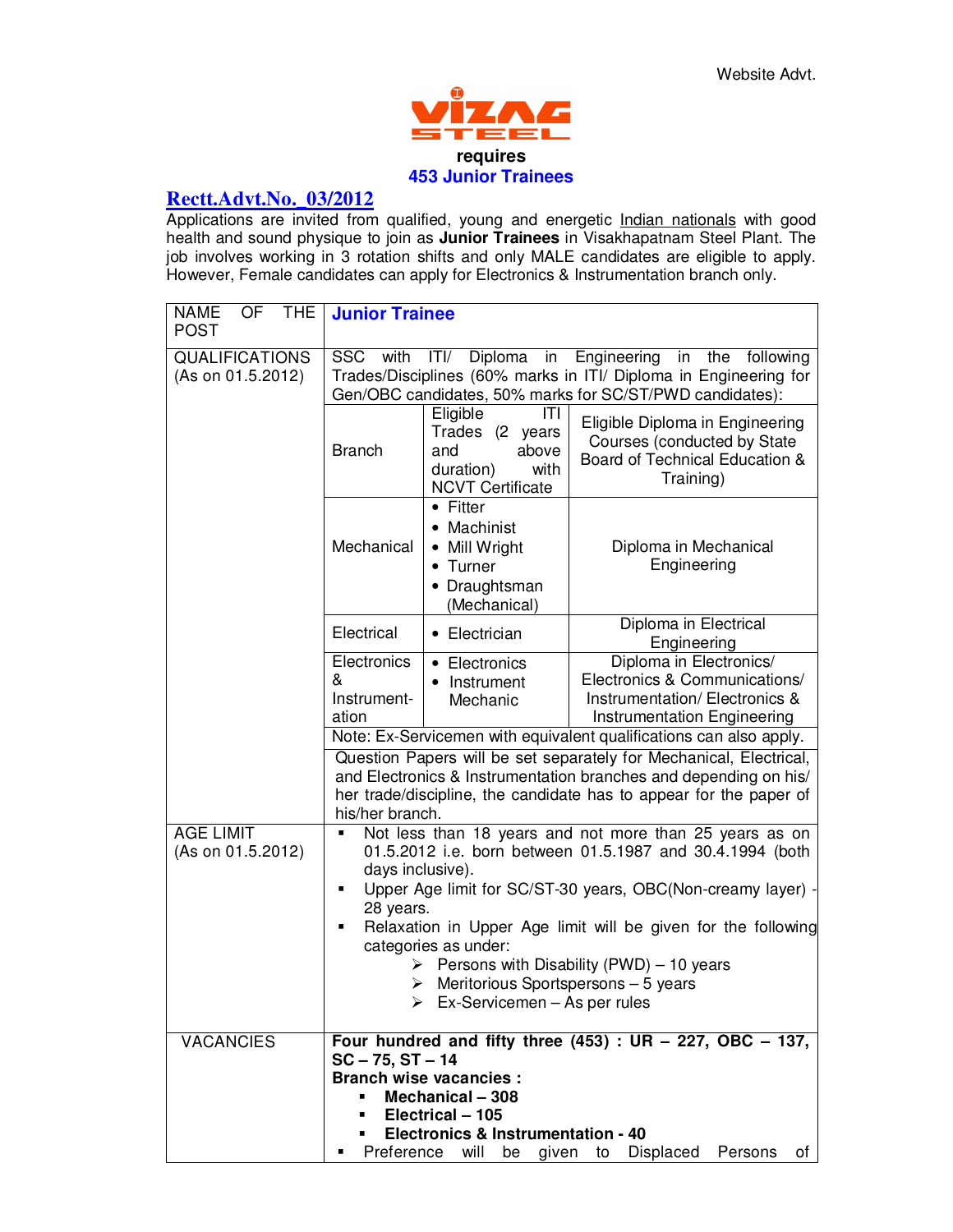Website Advt.

VIZAG STEEL

**requires**

**453 Junior Trainees**

## Rectt.Advt.No. 03/2012

Applications are invited from qualified, young and energetic Indian nationals with good health and sound physique to join as **Junior Trainees** in Visakhapatnam Steel Plant. The job involves working in 3 rotation shifts and only MALE candidates are eligible to apply. However, Female candidates can apply for Electronics & Instrumentation branch only.

| NAME OF THE POST | **Junior Trainee** | | |
|---|---|---|---|
| QUALIFICATIONS (As on 01.5.2012) | SSC with ITI/ Diploma in Engineering in the following Trades/Disciplines (60% marks in ITI/ Diploma in Engineering for Gen/OBC candidates, 50% marks for SC/ST/PWD candidates): | | |
| | Branch | Eligible ITI Trades (2 years and above duration) with NCVT Certificate | Eligible Diploma in Engineering Courses (conducted by State Board of Technical Education & Training) |
| | Mechanical | • Fitter<br>• Machinist<br>• Mill Wright<br>• Turner<br>• Draughtsman (Mechanical) | Diploma in Mechanical Engineering |
| | Electrical | • Electrician | Diploma in Electrical Engineering |
| | Electronics & Instrumentation | • Electronics<br>• Instrument Mechanic | Diploma in Electronics/ Electronics & Communications/ Instrumentation/ Electronics & Instrumentation Engineering |
| | Note: Ex-Servicemen with equivalent qualifications can also apply. | | |
| | Question Papers will be set separately for Mechanical, Electrical, and Electronics & Instrumentation branches and depending on his/ her trade/discipline, the candidate has to appear for the paper of his/her branch. | | |
| AGE LIMIT (As on 01.5.2012) | ▪ Not less than 18 years and not more than 25 years as on 01.5.2012 i.e. born between 01.5.1987 and 30.4.1994 (both days inclusive).<br>▪ Upper Age limit for SC/ST-30 years, OBC(Non-creamy layer) - 28 years.<br>▪ Relaxation in Upper Age limit will be given for the following categories as under:<br>➢ Persons with Disability (PWD) – 10 years<br>➢ Meritorious Sportspersons – 5 years<br>➢ Ex-Servicemen – As per rules | | |
| VACANCIES | **Four hundred and fifty three (453) : UR – 227, OBC – 137, SC – 75, ST – 14**<br>**Branch wise vacancies :**<br>▪ **Mechanical – 308**<br>▪ **Electrical – 105**<br>▪ **Electronics & Instrumentation - 40**<br>▪ Preference will be given to Displaced Persons of | | |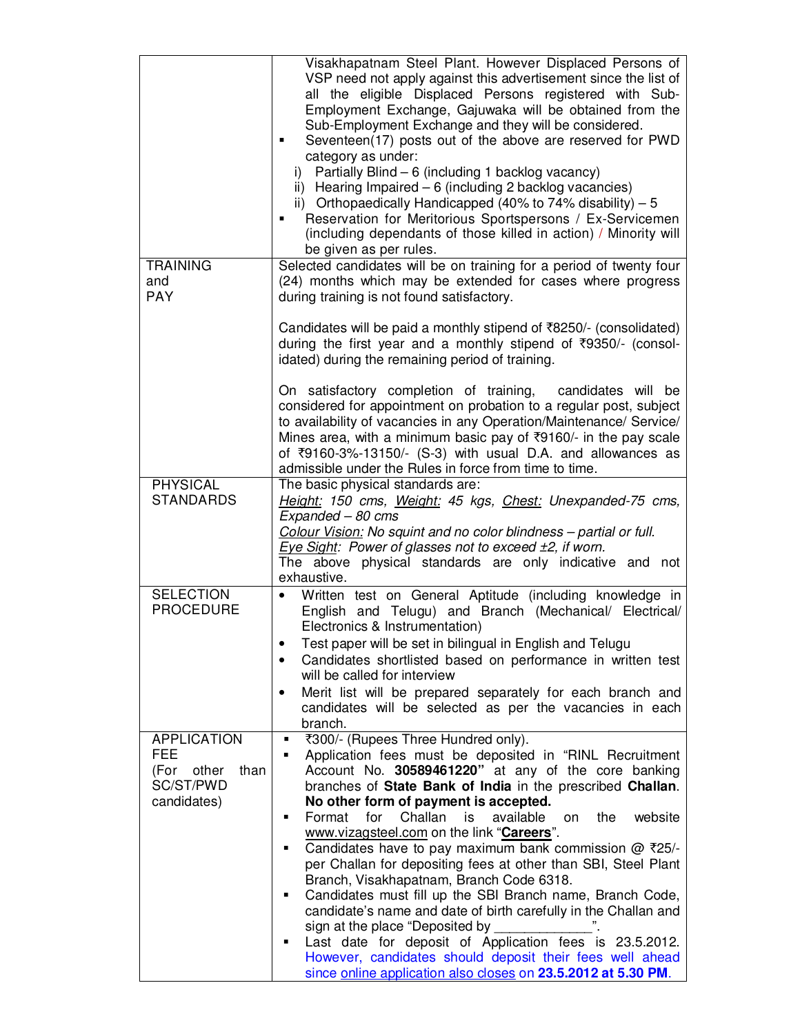| | |
|---|---|
| | Visakhapatnam Steel Plant. However Displaced Persons of VSP need not apply against this advertisement since the list of all the eligible Displaced Persons registered with Sub-Employment Exchange, Gajuwaka will be obtained from the Sub-Employment Exchange and they will be considered.<br>▪ Seventeen(17) posts out of the above are reserved for PWD category as under:<br>i) Partially Blind – 6 (including 1 backlog vacancy)<br>ii) Hearing Impaired – 6 (including 2 backlog vacancies)<br>ii) Orthopaedically Handicapped (40% to 74% disability) – 5<br>▪ Reservation for Meritorious Sportspersons / Ex-Servicemen (including dependants of those killed in action) / Minority will be given as per rules. |
| TRAINING and PAY | Selected candidates will be on training for a period of twenty four (24) months which may be extended for cases where progress during training is not found satisfactory.<br><br>Candidates will be paid a monthly stipend of ₹8250/- (consolidated) during the first year and a monthly stipend of ₹9350/- (consolidated) during the remaining period of training.<br><br>On satisfactory completion of training, candidates will be considered for appointment on probation to a regular post, subject to availability of vacancies in any Operation/Maintenance/ Service/ Mines area, with a minimum basic pay of ₹9160/- in the pay scale of ₹9160-3%-13150/- (S-3) with usual D.A. and allowances as admissible under the Rules in force from time to time. |
| PHYSICAL STANDARDS | The basic physical standards are:<br>*Height: 150 cms, Weight: 45 kgs, Chest: Unexpanded-75 cms, Expanded – 80 cms*<br>*Colour Vision: No squint and no color blindness – partial or full.*<br>*Eye Sight: Power of glasses not to exceed ±2, if worn.*<br>The above physical standards are only indicative and not exhaustive. |
| SELECTION PROCEDURE | • Written test on General Aptitude (including knowledge in English and Telugu) and Branch (Mechanical/ Electrical/ Electronics & Instrumentation)<br>• Test paper will be set in bilingual in English and Telugu<br>• Candidates shortlisted based on performance in written test will be called for interview<br>• Merit list will be prepared separately for each branch and candidates will be selected as per the vacancies in each branch. |
| APPLICATION FEE (For other than SC/ST/PWD candidates) | ▪ ₹300/- (Rupees Three Hundred only).<br>▪ Application fees must be deposited in "RINL Recruitment Account No. **30589461220"** at any of the core banking branches of **State Bank of India** in the prescribed **Challan**. **No other form of payment is accepted.**<br>▪ Format for Challan is available on the website www.vizagsteel.com on the link "**Careers**".<br>▪ Candidates have to pay maximum bank commission @ ₹25/- per Challan for depositing fees at other than SBI, Steel Plant Branch, Visakhapatnam, Branch Code 6318.<br>▪ Candidates must fill up the SBI Branch name, Branch Code, candidate's name and date of birth carefully in the Challan and sign at the place "Deposited by _____________".<br>▪ Last date for deposit of Application fees is 23.5.2012. However, candidates should deposit their fees well ahead since online application also closes on **23.5.2012 at 5.30 PM**. |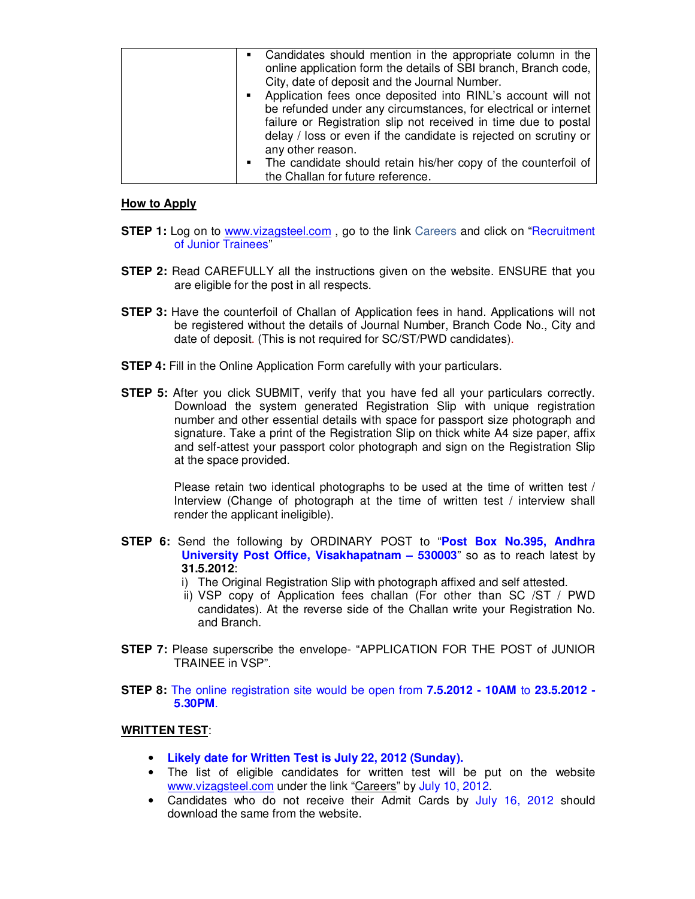| | |
|---|---|
| | ▪ Candidates should mention in the appropriate column in the online application form the details of SBI branch, Branch code, City, date of deposit and the Journal Number.<br>▪ Application fees once deposited into RINL's account will not be refunded under any circumstances, for electrical or internet failure or Registration slip not received in time due to postal delay / loss or even if the candidate is rejected on scrutiny or any other reason.<br>▪ The candidate should retain his/her copy of the counterfoil of the Challan for future reference. |

## How to Apply

**STEP 1:** Log on to www.vizagsteel.com , go to the link Careers and click on "Recruitment of Junior Trainees"

**STEP 2:** Read CAREFULLY all the instructions given on the website. ENSURE that you are eligible for the post in all respects.

**STEP 3:** Have the counterfoil of Challan of Application fees in hand. Applications will not be registered without the details of Journal Number, Branch Code No., City and date of deposit. (This is not required for SC/ST/PWD candidates).

**STEP 4:** Fill in the Online Application Form carefully with your particulars.

**STEP 5:** After you click SUBMIT, verify that you have fed all your particulars correctly. Download the system generated Registration Slip with unique registration number and other essential details with space for passport size photograph and signature. Take a print of the Registration Slip on thick white A4 size paper, affix and self-attest your passport color photograph and sign on the Registration Slip at the space provided.

Please retain two identical photographs to be used at the time of written test / Interview (Change of photograph at the time of written test / interview shall render the applicant ineligible).

**STEP 6:** Send the following by ORDINARY POST to "**Post Box No.395, Andhra University Post Office, Visakhapatnam – 530003**" so as to reach latest by **31.5.2012**:

i) The Original Registration Slip with photograph affixed and self attested.

ii) VSP copy of Application fees challan (For other than SC /ST / PWD candidates). At the reverse side of the Challan write your Registration No. and Branch.

**STEP 7:** Please superscribe the envelope- "APPLICATION FOR THE POST of JUNIOR TRAINEE in VSP".

**STEP 8:** The online registration site would be open from **7.5.2012 - 10AM** to **23.5.2012 - 5.30PM**.

## WRITTEN TEST:

- **Likely date for Written Test is July 22, 2012 (Sunday).**
- The list of eligible candidates for written test will be put on the website www.vizagsteel.com under the link "Careers" by July 10, 2012.
- Candidates who do not receive their Admit Cards by July 16, 2012 should download the same from the website.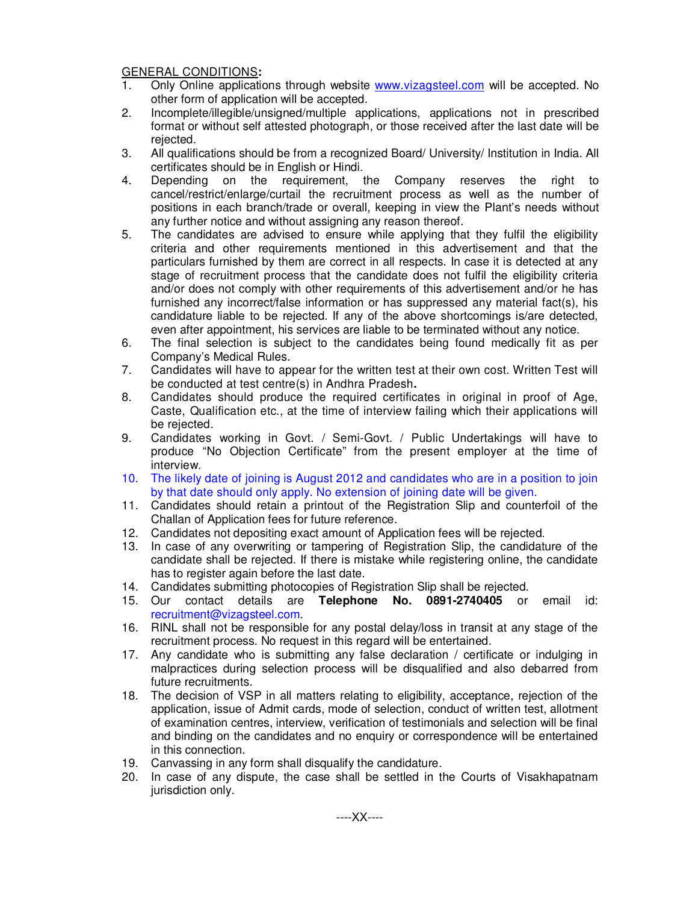GENERAL CONDITIONS**:**

1. Only Online applications through website www.vizagsteel.com will be accepted. No other form of application will be accepted.
2. Incomplete/illegible/unsigned/multiple applications, applications not in prescribed format or without self attested photograph, or those received after the last date will be rejected.
3. All qualifications should be from a recognized Board/ University/ Institution in India. All certificates should be in English or Hindi.
4. Depending on the requirement, the Company reserves the right to cancel/restrict/enlarge/curtail the recruitment process as well as the number of positions in each branch/trade or overall, keeping in view the Plant's needs without any further notice and without assigning any reason thereof.
5. The candidates are advised to ensure while applying that they fulfil the eligibility criteria and other requirements mentioned in this advertisement and that the particulars furnished by them are correct in all respects. In case it is detected at any stage of recruitment process that the candidate does not fulfil the eligibility criteria and/or does not comply with other requirements of this advertisement and/or he has furnished any incorrect/false information or has suppressed any material fact(s), his candidature liable to be rejected. If any of the above shortcomings is/are detected, even after appointment, his services are liable to be terminated without any notice.
6. The final selection is subject to the candidates being found medically fit as per Company's Medical Rules.
7. Candidates will have to appear for the written test at their own cost. Written Test will be conducted at test centre(s) in Andhra Pradesh**.**
8. Candidates should produce the required certificates in original in proof of Age, Caste, Qualification etc., at the time of interview failing which their applications will be rejected.
9. Candidates working in Govt. / Semi-Govt. / Public Undertakings will have to produce "No Objection Certificate" from the present employer at the time of interview.
10. The likely date of joining is August 2012 and candidates who are in a position to join by that date should only apply. No extension of joining date will be given.
11. Candidates should retain a printout of the Registration Slip and counterfoil of the Challan of Application fees for future reference.
12. Candidates not depositing exact amount of Application fees will be rejected.
13. In case of any overwriting or tampering of Registration Slip, the candidature of the candidate shall be rejected. If there is mistake while registering online, the candidate has to register again before the last date.
14. Candidates submitting photocopies of Registration Slip shall be rejected.
15. Our contact details are **Telephone No. 0891-2740405** or email id: recruitment@vizagsteel.com.
16. RINL shall not be responsible for any postal delay/loss in transit at any stage of the recruitment process. No request in this regard will be entertained.
17. Any candidate who is submitting any false declaration / certificate or indulging in malpractices during selection process will be disqualified and also debarred from future recruitments.
18. The decision of VSP in all matters relating to eligibility, acceptance, rejection of the application, issue of Admit cards, mode of selection, conduct of written test, allotment of examination centres, interview, verification of testimonials and selection will be final and binding on the candidates and no enquiry or correspondence will be entertained in this connection.
19. Canvassing in any form shall disqualify the candidature.
20. In case of any dispute, the case shall be settled in the Courts of Visakhapatnam jurisdiction only.

----XX----